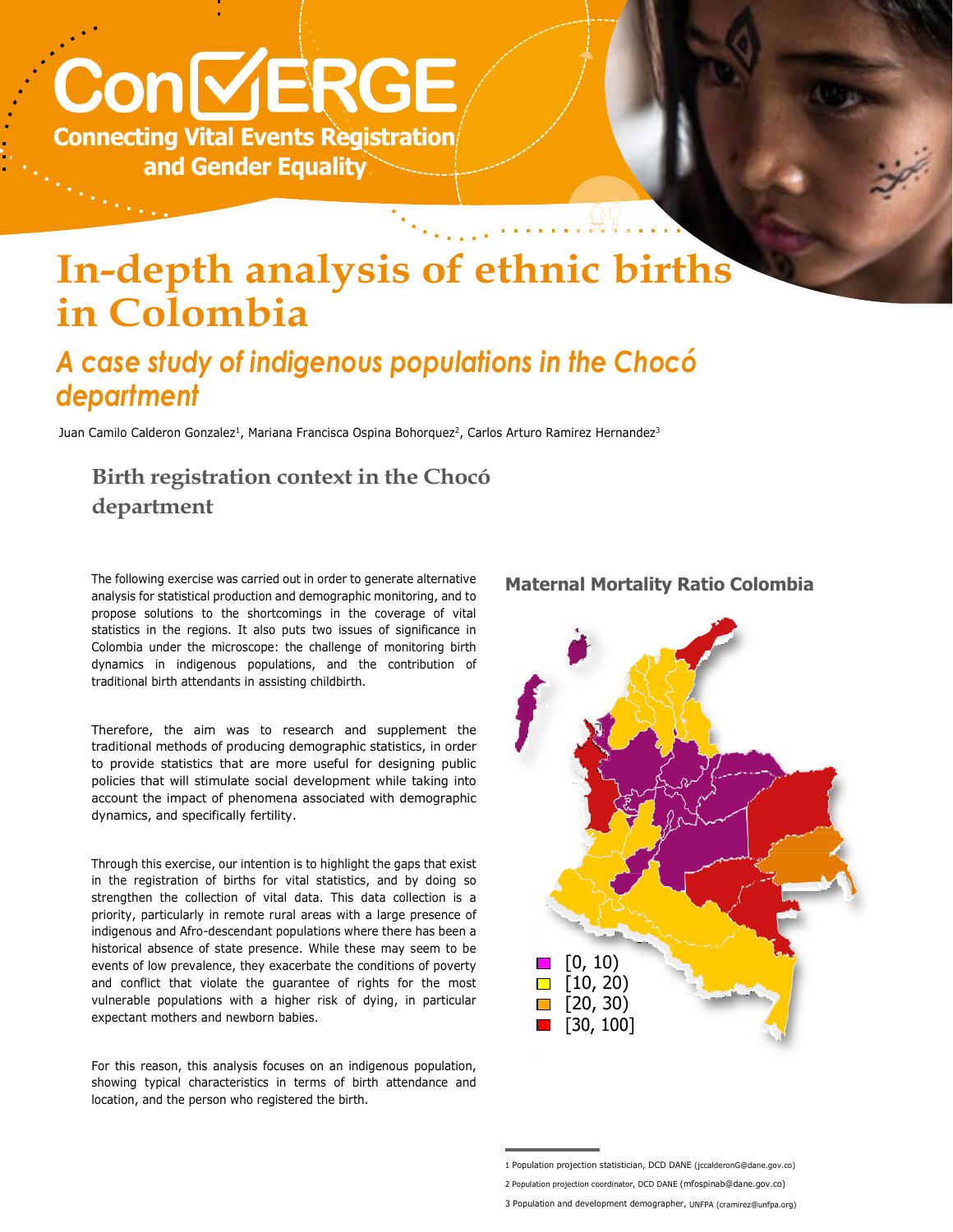ConVERGE

Connecting Vital Events Registration and Gender Equality

# In-depth analysis of ethnic births in Colombia

## *A case study of indigenous populations in the Chocó department*

Juan Camilo Calderon Gonzalez[1], Mariana Francisca Ospina Bohorquez[2], Carlos Arturo Ramirez Hernandez[3]

### Birth registration context in the Chocó department

The following exercise was carried out in order to generate alternative analysis for statistical production and demographic monitoring, and to propose solutions to the shortcomings in the coverage of vital statistics in the regions. It also puts two issues of significance in Colombia under the microscope: the challenge of monitoring birth dynamics in indigenous populations, and the contribution of traditional birth attendants in assisting childbirth.

Therefore, the aim was to research and supplement the traditional methods of producing demographic statistics, in order to provide statistics that are more useful for designing public policies that will stimulate social development while taking into account the impact of phenomena associated with demographic dynamics, and specifically fertility.

Through this exercise, our intention is to highlight the gaps that exist in the registration of births for vital statistics, and by doing so strengthen the collection of vital data. This data collection is a priority, particularly in remote rural areas with a large presence of indigenous and Afro-descendant populations where there has been a historical absence of state presence. While these may seem to be events of low prevalence, they exacerbate the conditions of poverty and conflict that violate the guarantee of rights for the most vulnerable populations with a higher risk of dying, in particular expectant mothers and newborn babies.

For this reason, this analysis focuses on an indigenous population, showing typical characteristics in terms of birth attendance and location, and the person who registered the birth.

**Maternal Mortality Ratio Colombia**

- [0, 10)
- [10, 20)
- [20, 30)
- [30, 100]

1 Population projection statistician, DCD DANE (jccalderonG@dane.gov.co)

2 Population projection coordinator, DCD DANE (mfospinab@dane.gov.co)

3 Population and development demographer, UNFPA (cramirez@unfpa.org)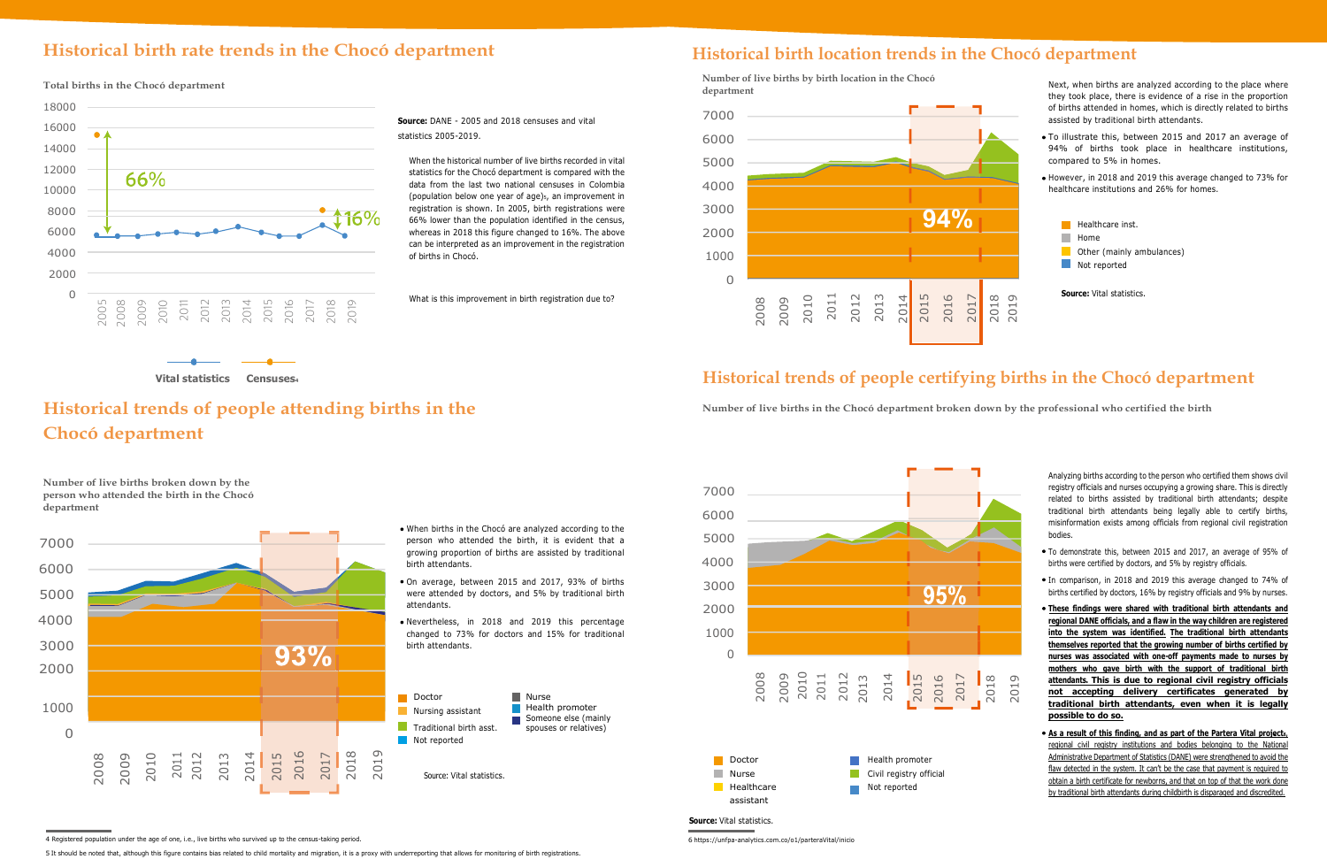## Historical birth rate trends in the Chocó department

**Total births in the Chocó department**

Vital statistics | Censuses[4]

**Source:** DANE - 2005 and 2018 censuses and vital statistics 2005-2019.

When the historical number of live births recorded in vital statistics for the Chocó department is compared with the data from the last two national censuses in Colombia (population below one year of age)[5], an improvement in registration is shown. In 2005, birth registrations were 66% lower than the population identified in the census, whereas in 2018 this figure changed to 16%. The above can be interpreted as an improvement in the registration of births in Chocó.

What is this improvement in birth registration due to?

## Historical trends of people attending births in the Chocó department

**Number of live births broken down by the person who attended the birth in the Chocó department**

- When births in the Chocó are analyzed according to the person who attended the birth, it is evident that a growing proportion of births are assisted by traditional birth attendants.
- On average, between 2015 and 2017, 93% of births were attended by doctors, and 5% by traditional birth attendants.
- Nevertheless, in 2018 and 2019 this percentage changed to 73% for doctors and 15% for traditional birth attendants.

Doctor | Nursing assistant | Traditional birth asst. | Not reported | Nurse | Health promoter | Someone else (mainly spouses or relatives)

Source: Vital statistics.

## Historical birth location trends in the Chocó department

**Number of live births by birth location in the Chocó department**

Next, when births are analyzed according to the place where they took place, there is evidence of a rise in the proportion of births attended in homes, which is directly related to births assisted by traditional birth attendants.

- To illustrate this, between 2015 and 2017 an average of 94% of births took place in healthcare institutions, compared to 5% in homes.
- However, in 2018 and 2019 this average changed to 73% for healthcare institutions and 26% for homes.

Healthcare inst. | Home | Other (mainly ambulances) | Not reported

**Source:** Vital statistics.

## Historical trends of people certifying births in the Chocó department

**Number of live births in the Chocó department broken down by the professional who certified the birth**

Analyzing births according to the person who certified them shows civil registry officials and nurses occupying a growing share. This is directly related to births assisted by traditional birth attendants; despite traditional birth attendants being legally able to certify births, misinformation exists among officials from regional civil registration bodies.

- To demonstrate this, between 2015 and 2017, an average of 95% of births were certified by doctors, and 5% by registry officials.
- In comparison, in 2018 and 2019 this average changed to 74% of births certified by doctors, 16% by registry officials and 9% by nurses.
- **These findings were shared with traditional birth attendants and regional DANE officials, and a flaw in the way children are registered into the system was identified. The traditional birth attendants themselves reported that the growing number of births certified by nurses was associated with one-off payments made to nurses by mothers who gave birth with the support of traditional birth attendants. This is due to regional civil registry officials not accepting delivery certificates generated by traditional birth attendants, even when it is legally possible to do so.**
- **As a result of this finding, and as part of the Partera Vital project[6],** regional civil registry institutions and bodies belonging to the National Administrative Department of Statistics (DANE) were strengthened to avoid the flaw detected in the system. It can't be the case that payment is required to obtain a birth certificate for newborns, and that on top of that the work done by traditional birth attendants during childbirth is disparaged and discredited.

Doctor | Nurse | Healthcare assistant | Health promoter | Civil registry official | Not reported

**Source:** Vital statistics.

---

4 Registered population under the age of one, i.e., live births who survived up to the census-taking period.

5 It should be noted that, although this figure contains bias related to child mortality and migration, it is a proxy with underreporting that allows for monitoring of birth registrations.

6 https://unfpa-analytics.com.co/o1/parteraVital/inicio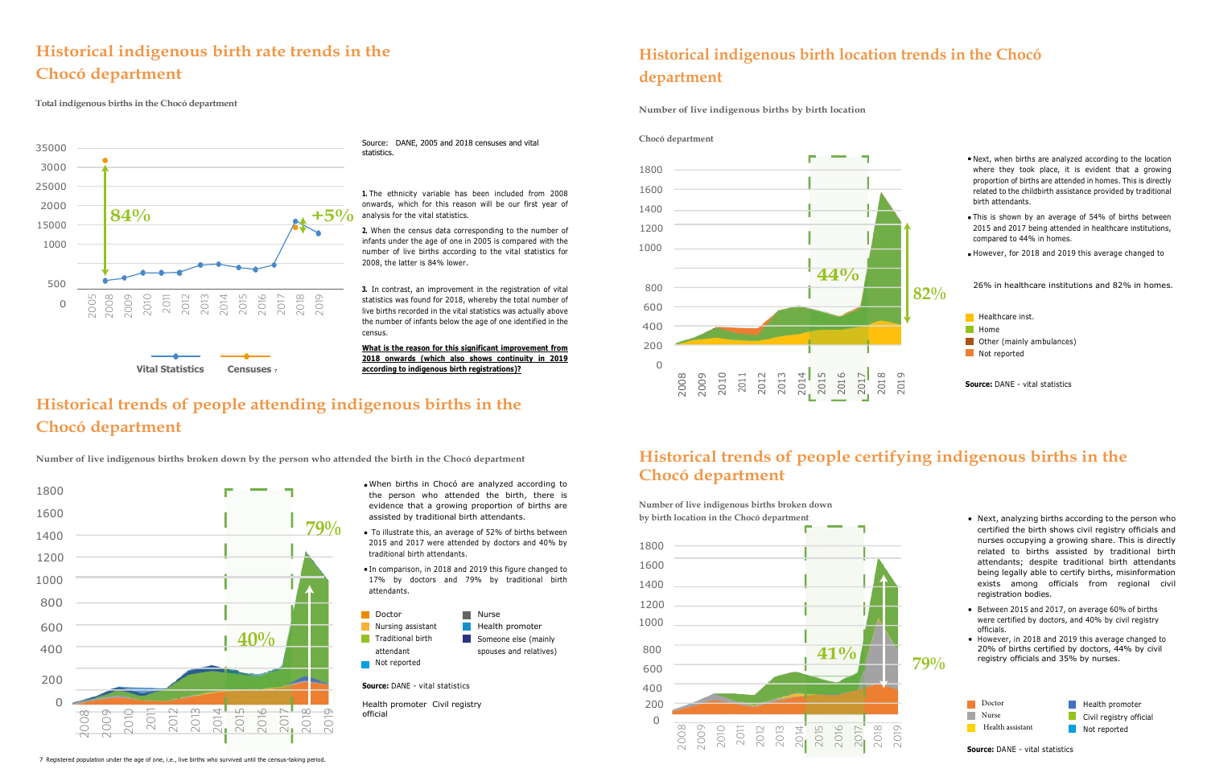## Historical indigenous birth rate trends in the Chocó department

**Total indigenous births in the Chocó department**

Vital Statistics | Censuses [7]

84% | +5%

Source: DANE, 2005 and 2018 censuses and vital statistics.

**1.** The ethnicity variable has been included from 2008 onwards, which for this reason will be our first year of analysis for the vital statistics.

**2.** When the census data corresponding to the number of infants under the age of one in 2005 is compared with the number of live births according to the vital statistics for 2008, the latter is 84% lower.

**3.** In contrast, an improvement in the registration of vital statistics was found for 2018, whereby the total number of live births recorded in the vital statistics was actually above the number of infants below the age of one identified in the census.

**What is the reason for this significant improvement from 2018 onwards (which also shows continuity in 2019 according to indigenous birth registrations)?**

## Historical indigenous birth location trends in the Chocó department

**Number of live indigenous births by birth location**

**Chocó department**

44% | 82%

- Next, when births are analyzed according to the location where they took place, it is evident that a growing proportion of births are attended in homes. This is directly related to the childbirth assistance provided by traditional birth attendants.
- This is shown by an average of 54% of births between 2015 and 2017 being attended in healthcare institutions, compared to 44% in homes.
- However, for 2018 and 2019 this average changed to 26% in healthcare institutions and 82% in homes.

Healthcare inst. | Home | Other (mainly ambulances) | Not reported

**Source:** DANE - vital statistics

## Historical trends of people attending indigenous births in the Chocó department

**Number of live indigenous births broken down by the person who attended the birth in the Chocó department**

40% | 79%

- When births in Chocó are analyzed according to the person who attended the birth, there is evidence that a growing proportion of births are assisted by traditional birth attendants.
- To illustrate this, an average of 52% of births between 2015 and 2017 were attended by doctors and 40% by traditional birth attendants.
- In comparison, in 2018 and 2019 this figure changed to 17% by doctors and 79% by traditional birth attendants.

Doctor | Nursing assistant | Traditional birth attendant | Not reported | Nurse | Health promoter | Someone else (mainly spouses and relatives)

**Source:** DANE - vital statistics

Health promoter Civil registry official

## Historical trends of people certifying indigenous births in the Chocó department

**Number of live indigenous births broken down by birth location in the Chocó department**

41% | 79%

- Next, analyzing births according to the person who certified the birth shows civil registry officials and nurses occupying a growing share. This is directly related to births assisted by traditional birth attendants; despite traditional birth attendants being legally able to certify births, misinformation exists among officials from regional civil registration bodies.
- Between 2015 and 2017, on average 60% of births were certified by doctors, and 40% by civil registry officials.
- However, in 2018 and 2019 this average changed to 20% of births certified by doctors, 44% by civil registry officials and 35% by nurses.

Doctor | Nurse | Health assistant | Health promoter | Civil registry official | Not reported

**Source:** DANE - vital statistics

7 Registered population under the age of one, i.e., live births who survived until the census-taking period.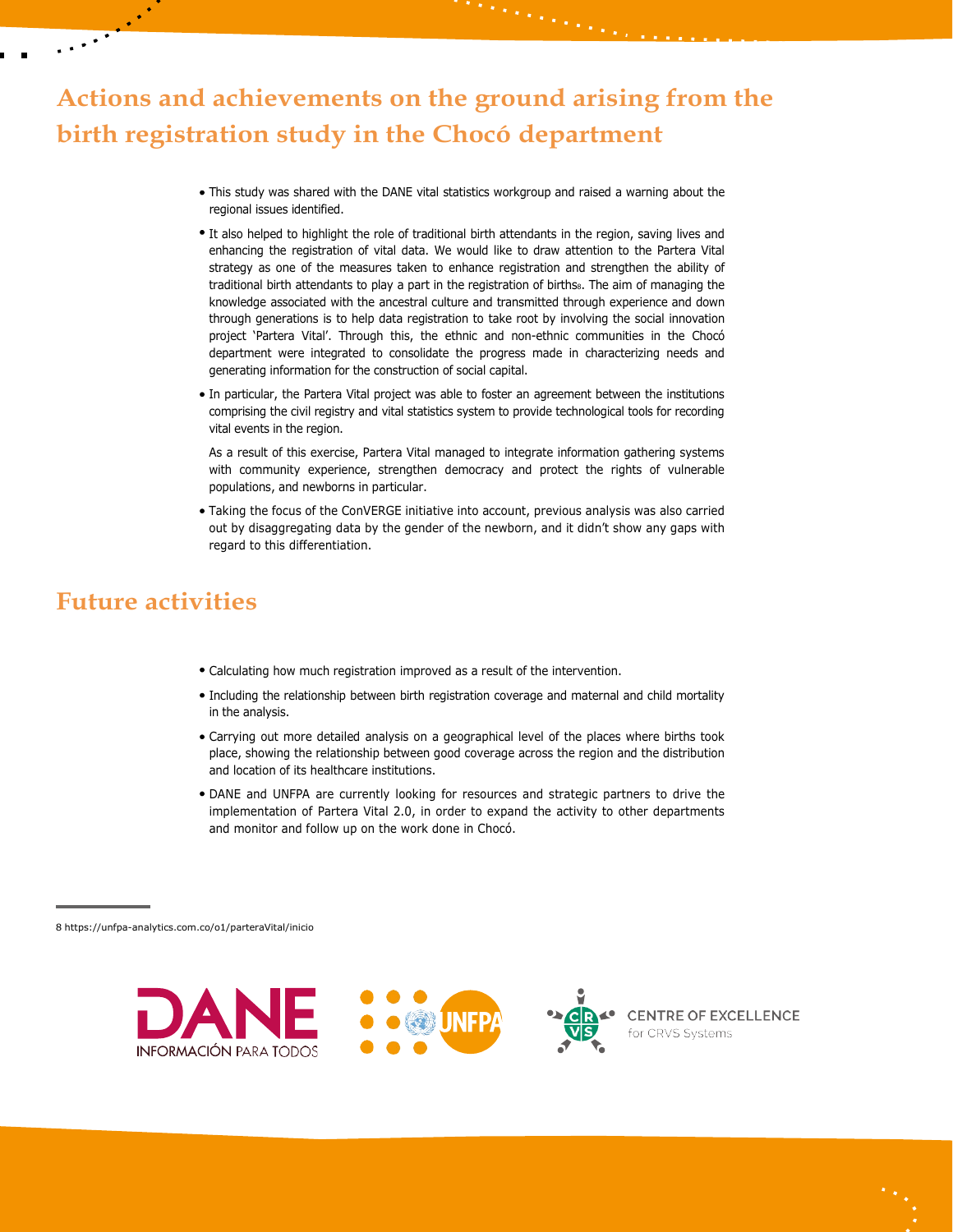## Actions and achievements on the ground arising from the birth registration study in the Chocó department

- This study was shared with the DANE vital statistics workgroup and raised a warning about the regional issues identified.
- It also helped to highlight the role of traditional birth attendants in the region, saving lives and enhancing the registration of vital data. We would like to draw attention to the Partera Vital strategy as one of the measures taken to enhance registration and strengthen the ability of traditional birth attendants to play a part in the registration of births[8]. The aim of managing the knowledge associated with the ancestral culture and transmitted through experience and down through generations is to help data registration to take root by involving the social innovation project 'Partera Vital'. Through this, the ethnic and non-ethnic communities in the Chocó department were integrated to consolidate the progress made in characterizing needs and generating information for the construction of social capital.
- In particular, the Partera Vital project was able to foster an agreement between the institutions comprising the civil registry and vital statistics system to provide technological tools for recording vital events in the region.

  As a result of this exercise, Partera Vital managed to integrate information gathering systems with community experience, strengthen democracy and protect the rights of vulnerable populations, and newborns in particular.
- Taking the focus of the ConVERGE initiative into account, previous analysis was also carried out by disaggregating data by the gender of the newborn, and it didn't show any gaps with regard to this differentiation.

## Future activities

- Calculating how much registration improved as a result of the intervention.
- Including the relationship between birth registration coverage and maternal and child mortality in the analysis.
- Carrying out more detailed analysis on a geographical level of the places where births took place, showing the relationship between good coverage across the region and the distribution and location of its healthcare institutions.
- DANE and UNFPA are currently looking for resources and strategic partners to drive the implementation of Partera Vital 2.0, in order to expand the activity to other departments and monitor and follow up on the work done in Chocó.

8 https://unfpa-analytics.com.co/o1/parteraVital/inicio

DANE INFORMACIÓN PARA TODOS

UNFPA

CENTRE OF EXCELLENCE for CRVS Systems